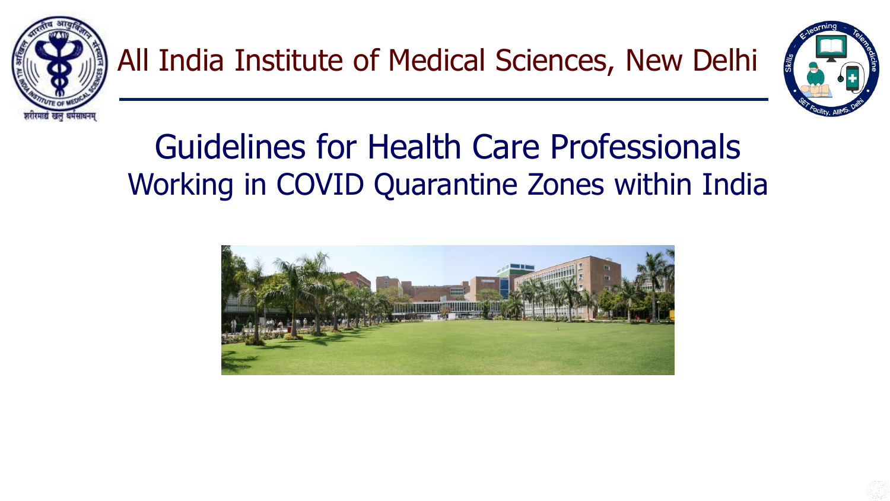# All India Institute of Medical Sciences, New Delhi

## Guidelines for Health Care Professionals Working in COVID Quarantine Zones within India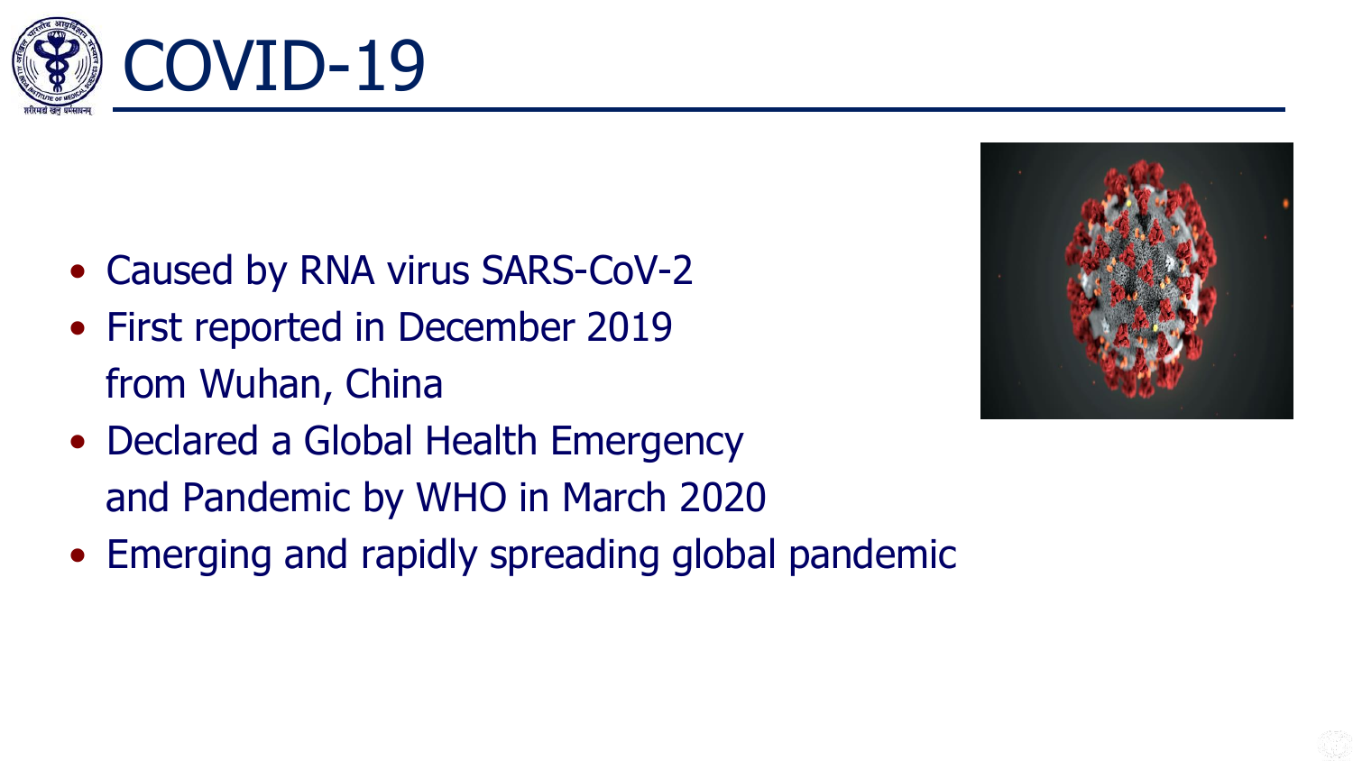# COVID-19

- Caused by RNA virus SARS-CoV-2
- First reported in December 2019 from Wuhan, China
- Declared a Global Health Emergency and Pandemic by WHO in March 2020
- Emerging and rapidly spreading global pandemic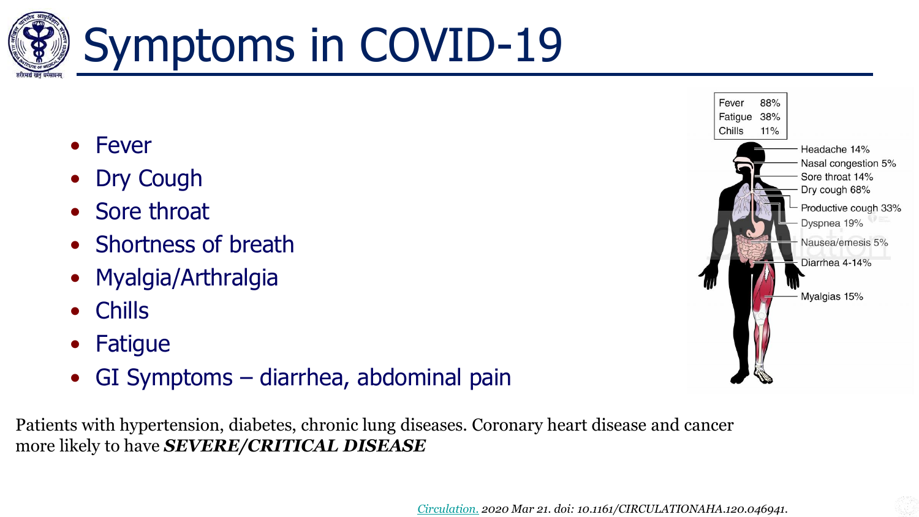# Symptoms in COVID-19

- Fever
- Dry Cough
- Sore throat
- Shortness of breath
- Myalgia/Arthralgia
- Chills
- Fatigue
- GI Symptoms – diarrhea, abdominal pain

| | |
|---|---|
| Fever | 88% |
| Fatigue | 38% |
| Chills | 11% |

Headache 14%
Nasal congestion 5%
Sore throat 14%
Dry cough 68%
Productive cough 33%
Dyspnea 19%
Nausea/emesis 5%
Diarrhea 4-14%
Myalgias 15%

Patients with hypertension, diabetes, chronic lung diseases. Coronary heart disease and cancer more likely to have ***SEVERE/CRITICAL DISEASE***

*Circulation. 2020 Mar 21. doi: 10.1161/CIRCULATIONAHA.120.046941.*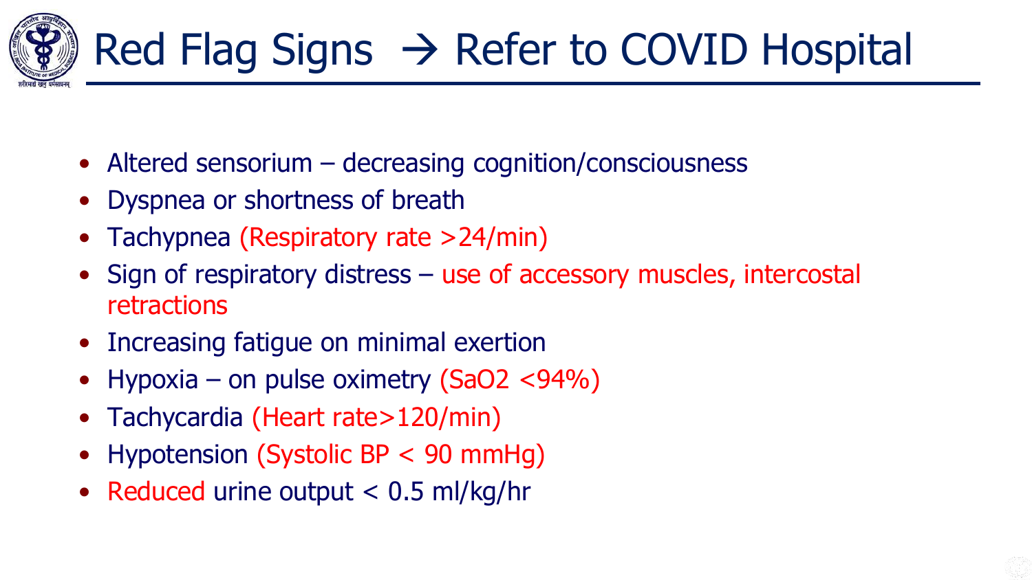# Red Flag Signs → Refer to COVID Hospital

- Altered sensorium – decreasing cognition/consciousness
- Dyspnea or shortness of breath
- Tachypnea (Respiratory rate >24/min)
- Sign of respiratory distress – use of accessory muscles, intercostal retractions
- Increasing fatigue on minimal exertion
- Hypoxia – on pulse oximetry ($SaO_2$ <94%)
- Tachycardia (Heart rate>120/min)
- Hypotension (Systolic BP < 90 mmHg)
- Reduced urine output < 0.5 ml/kg/hr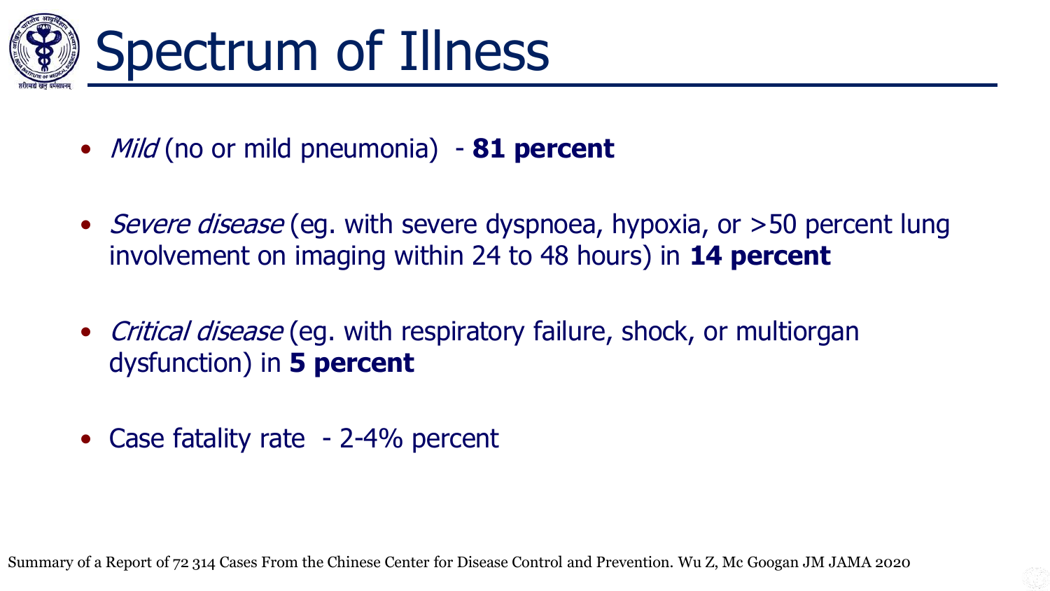# Spectrum of Illness

- *Mild* (no or mild pneumonia) - **81 percent**
- *Severe disease* (eg. with severe dyspnoea, hypoxia, or >50 percent lung involvement on imaging within 24 to 48 hours) in **14 percent**
- *Critical disease* (eg. with respiratory failure, shock, or multiorgan dysfunction) in **5 percent**
- Case fatality rate - 2-4% percent

Summary of a Report of 72 314 Cases From the Chinese Center for Disease Control and Prevention. Wu Z, Mc Googan JM JAMA 2020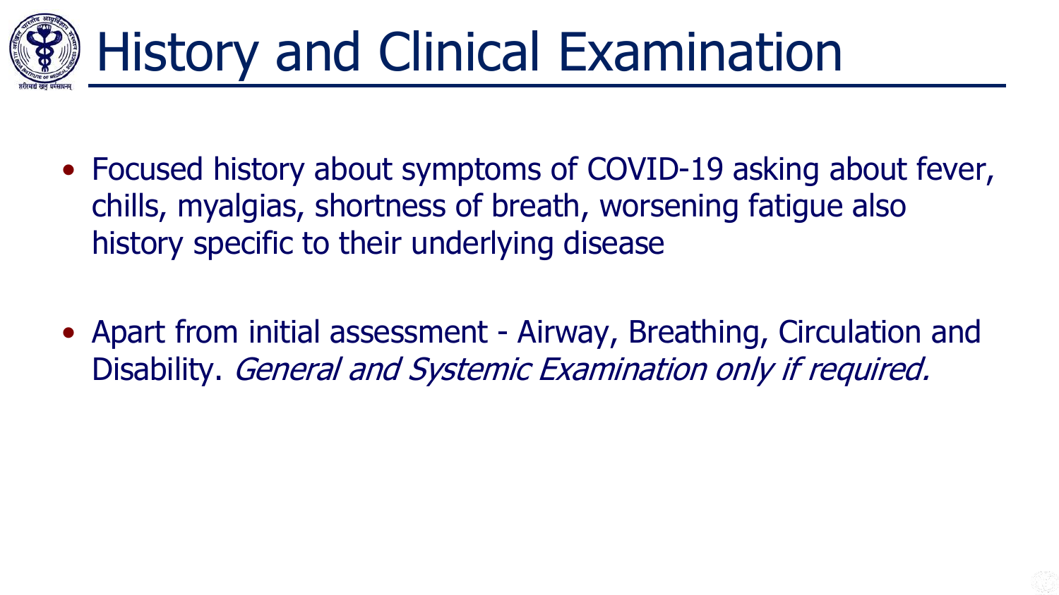# History and Clinical Examination

- Focused history about symptoms of COVID-19 asking about fever, chills, myalgias, shortness of breath, worsening fatigue also history specific to their underlying disease

- Apart from initial assessment - Airway, Breathing, Circulation and Disability. *General and Systemic Examination only if required.*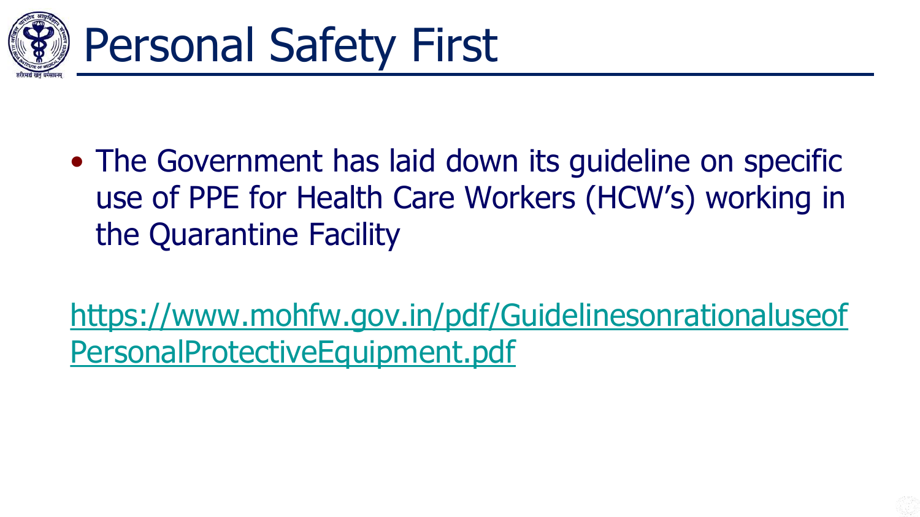# Personal Safety First

- The Government has laid down its guideline on specific use of PPE for Health Care Workers (HCW's) working in the Quarantine Facility

https://www.mohfw.gov.in/pdf/GuidelinesonrationaluseofPersonalProtectiveEquipment.pdf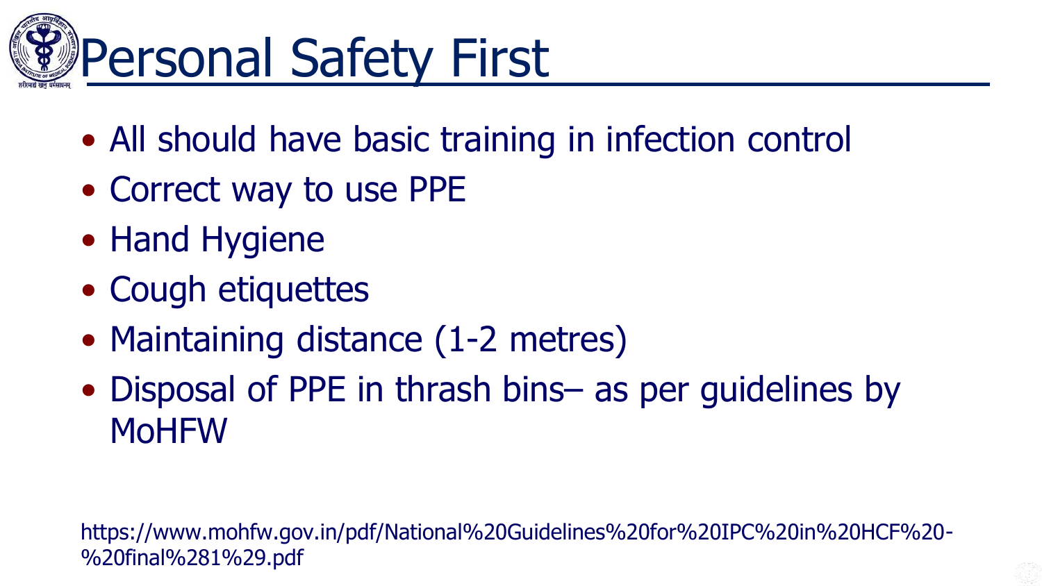# Personal Safety First

- All should have basic training in infection control
- Correct way to use PPE
- Hand Hygiene
- Cough etiquettes
- Maintaining distance (1-2 metres)
- Disposal of PPE in thrash bins– as per guidelines by MoHFW

https://www.mohfw.gov.in/pdf/National%20Guidelines%20for%20IPC%20in%20HCF%20-%20final%281%29.pdf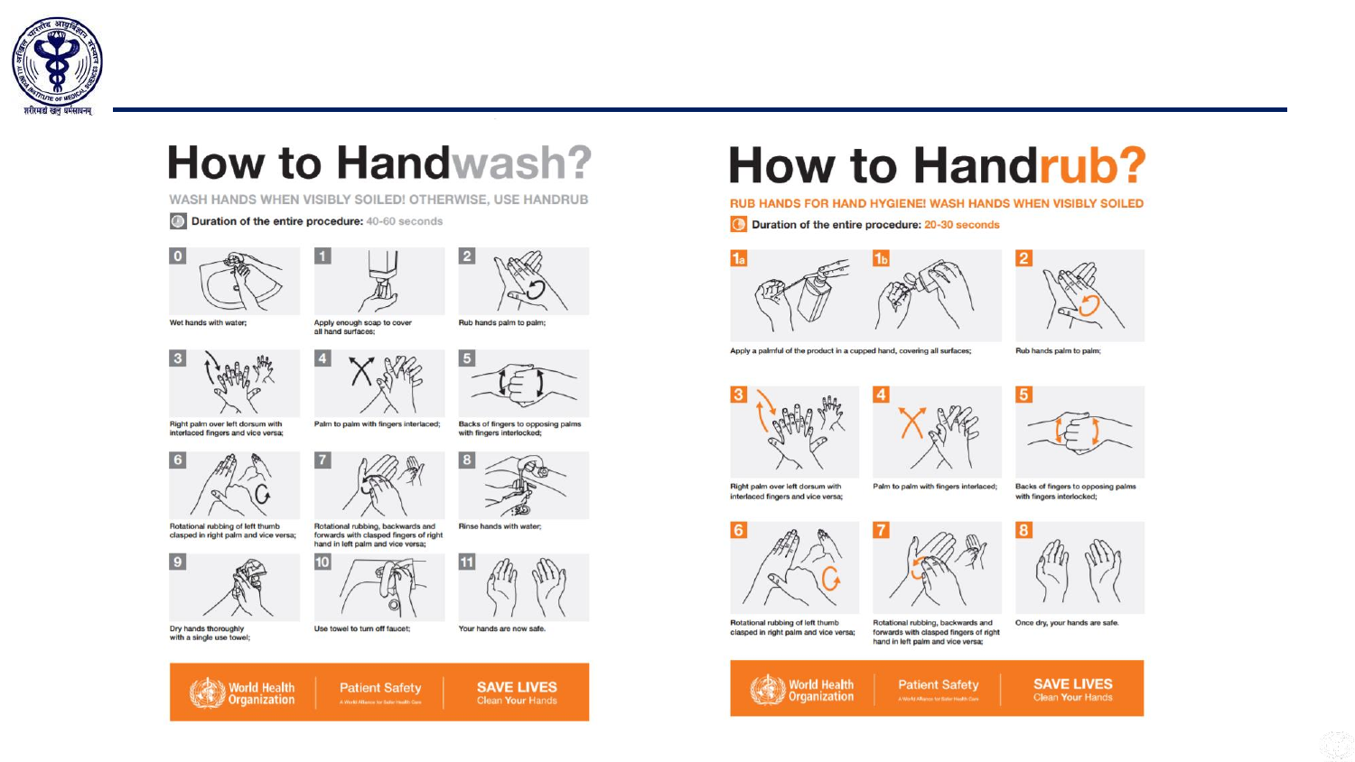# How to Handwash?

WASH HANDS WHEN VISIBLY SOILED! OTHERWISE, USE HANDRUB

Duration of the entire procedure: 40-60 seconds

0. Wet hands with water;
1. Apply enough soap to cover all hand surfaces;
2. Rub hands palm to palm;
3. Right palm over left dorsum with interlaced fingers and vice versa;
4. Palm to palm with fingers interlaced;
5. Backs of fingers to opposing palms with fingers interlocked;
6. Rotational rubbing of left thumb clasped in right palm and vice versa;
7. Rotational rubbing, backwards and forwards with clasped fingers of right hand in left palm and vice versa;
8. Rinse hands with water;
9. Dry hands thoroughly with a single use towel;
10. Use towel to turn off faucet;
11. Your hands are now safe.

World Health Organization | Patient Safety — A World Alliance for Safer Health Care | SAVE LIVES — Clean Your Hands

# How to Handrub?

RUB HANDS FOR HAND HYGIENE! WASH HANDS WHEN VISIBLY SOILED

Duration of the entire procedure: 20-30 seconds

1a, 1b. Apply a palmful of the product in a cupped hand, covering all surfaces;
2. Rub hands palm to palm;
3. Right palm over left dorsum with interlaced fingers and vice versa;
4. Palm to palm with fingers interlaced;
5. Backs of fingers to opposing palms with fingers interlocked;
6. Rotational rubbing of left thumb clasped in right palm and vice versa;
7. Rotational rubbing, backwards and forwards with clasped fingers of right hand in left palm and vice versa;
8. Once dry, your hands are safe.

World Health Organization | Patient Safety — A World Alliance for Safer Health Care | SAVE LIVES — Clean Your Hands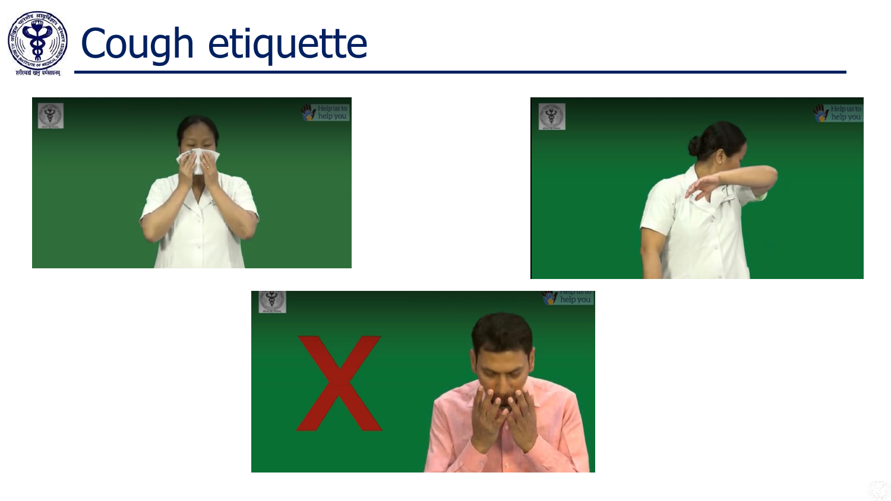# Cough etiquette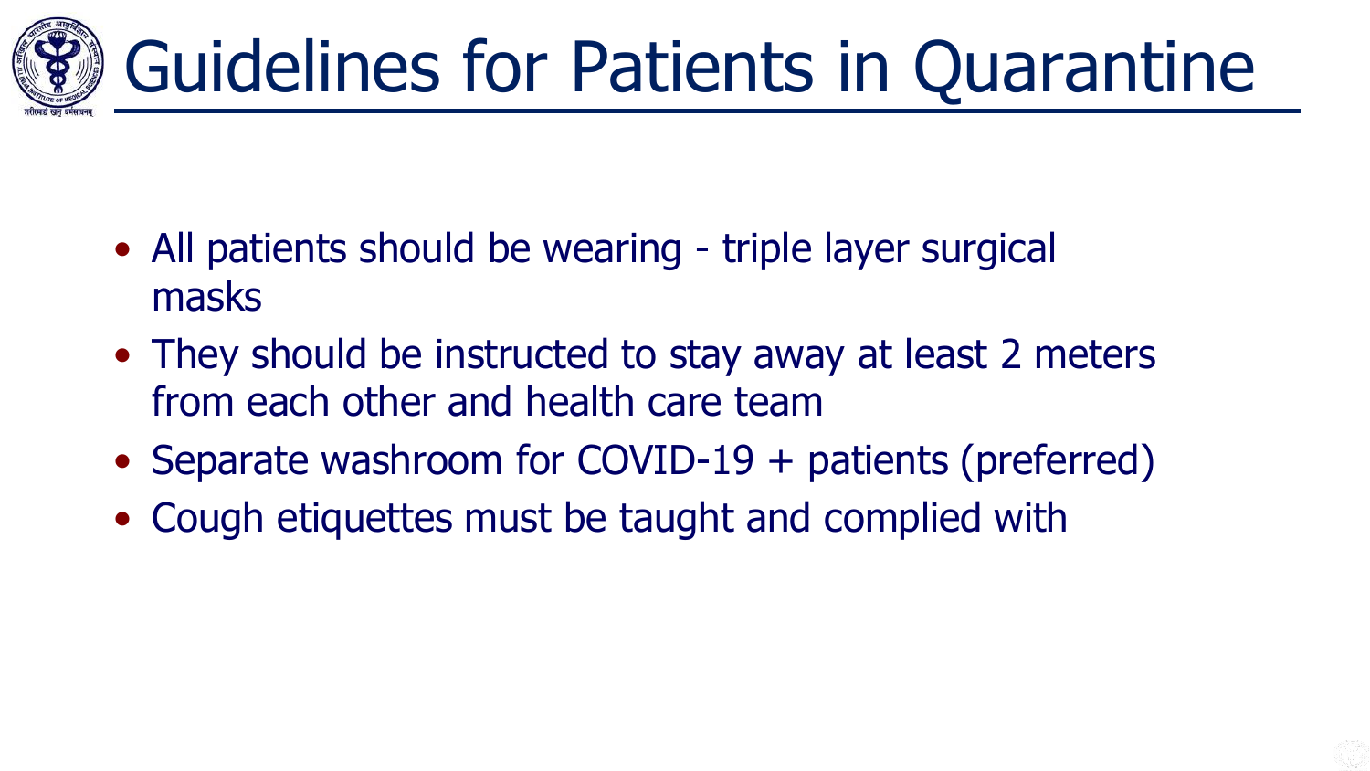# Guidelines for Patients in Quarantine

- All patients should be wearing - triple layer surgical masks
- They should be instructed to stay away at least 2 meters from each other and health care team
- Separate washroom for COVID-19 + patients (preferred)
- Cough etiquettes must be taught and complied with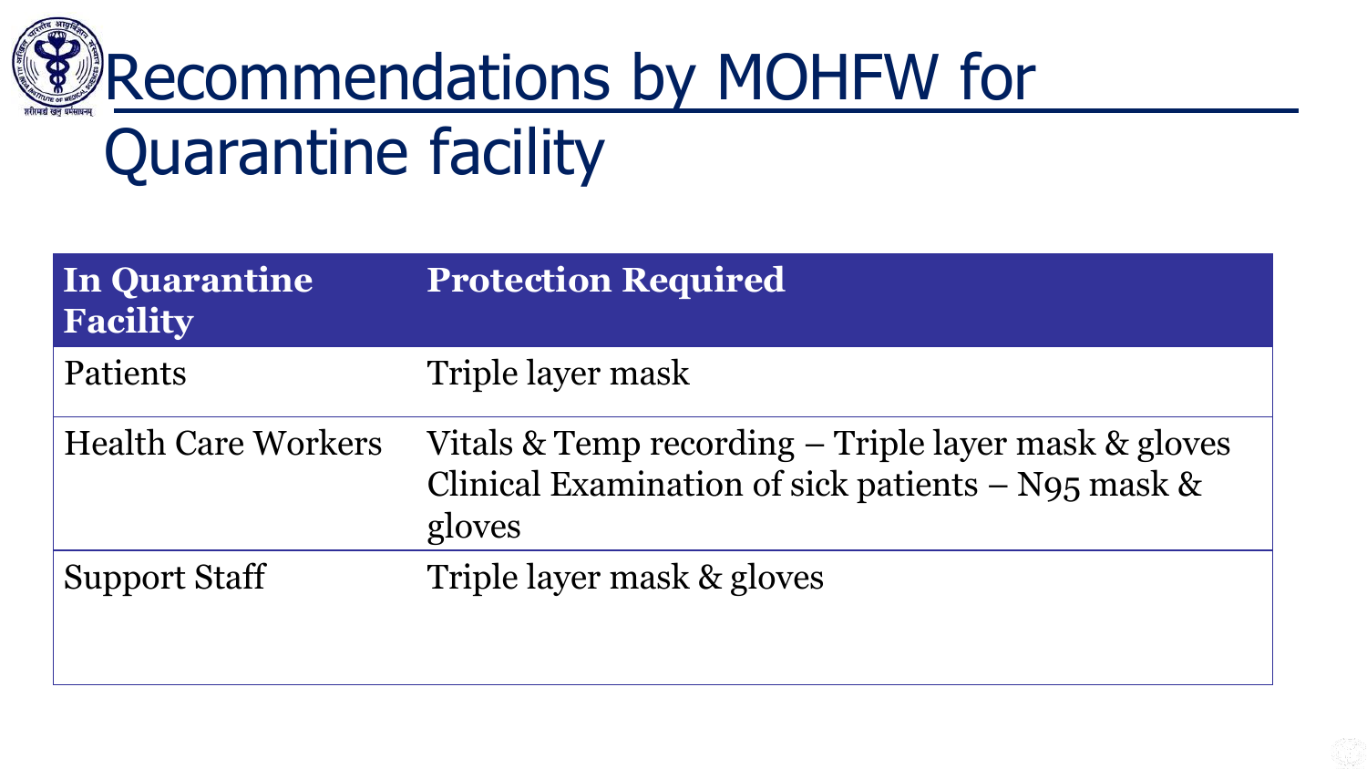# Recommendations by MOHFW for Quarantine facility

| In Quarantine Facility | Protection Required |
| --- | --- |
| Patients | Triple layer mask |
| Health Care Workers | Vitals & Temp recording – Triple layer mask & gloves<br>Clinical Examination of sick patients – N95 mask & gloves |
| Support Staff | Triple layer mask & gloves |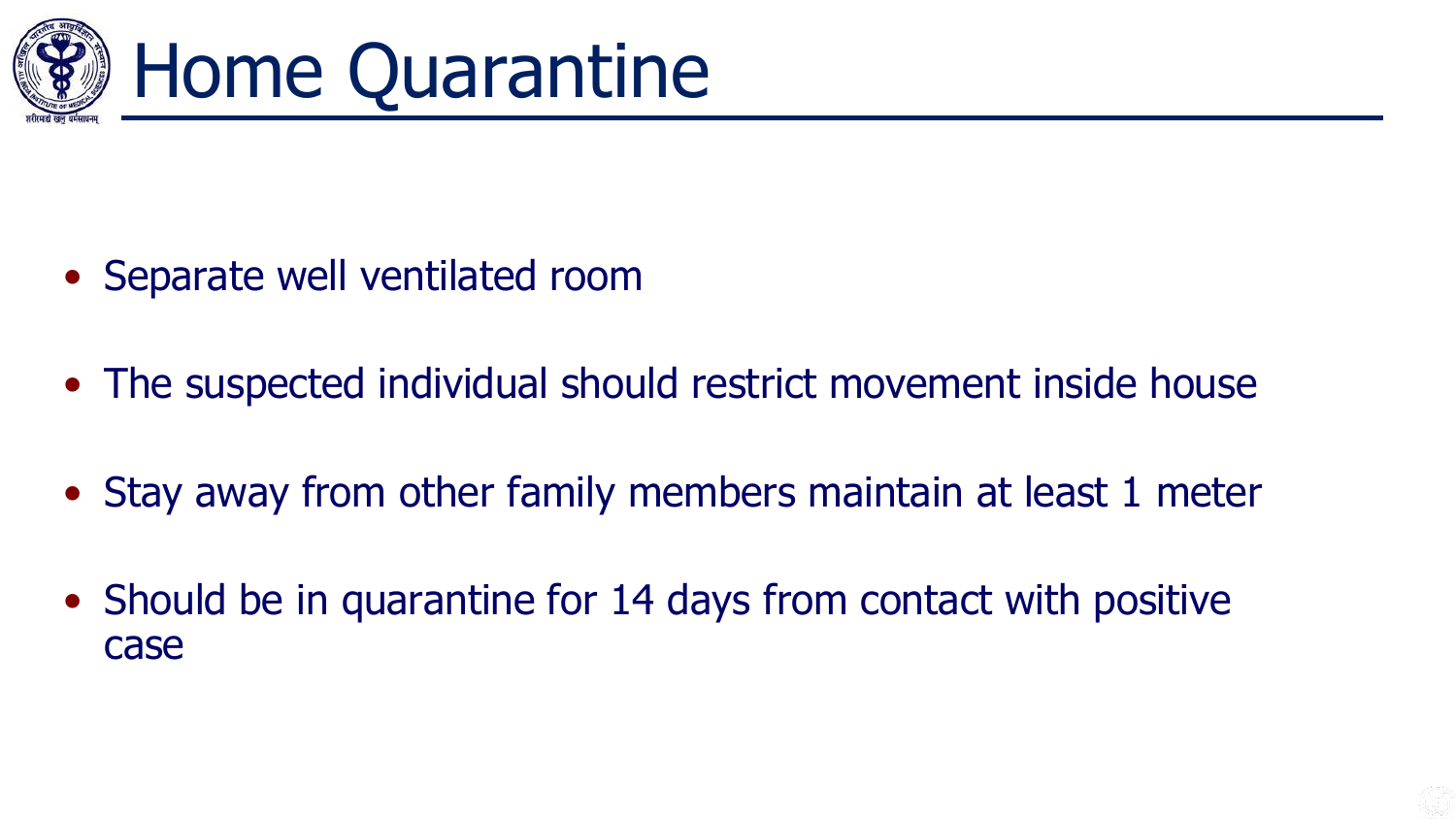# Home Quarantine

- Separate well ventilated room
- The suspected individual should restrict movement inside house
- Stay away from other family members maintain at least 1 meter
- Should be in quarantine for 14 days from contact with positive case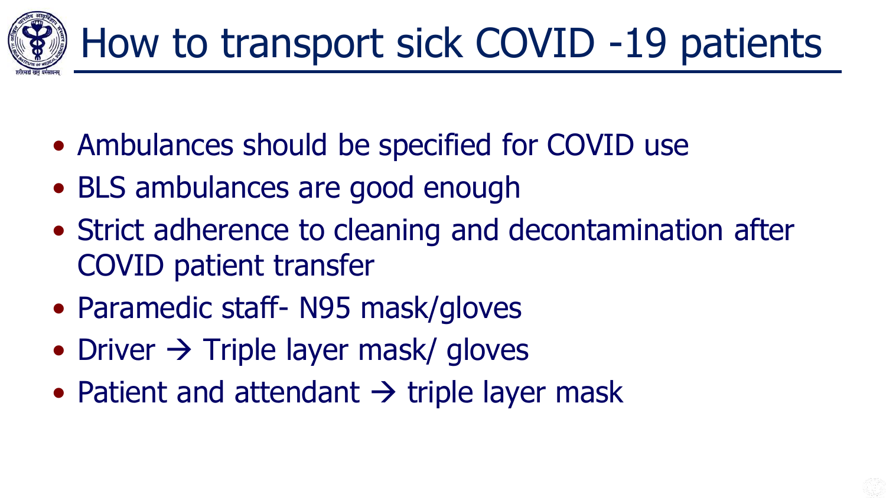# How to transport sick COVID -19 patients

- Ambulances should be specified for COVID use
- BLS ambulances are good enough
- Strict adherence to cleaning and decontamination after COVID patient transfer
- Paramedic staff- N95 mask/gloves
- Driver → Triple layer mask/ gloves
- Patient and attendant → triple layer mask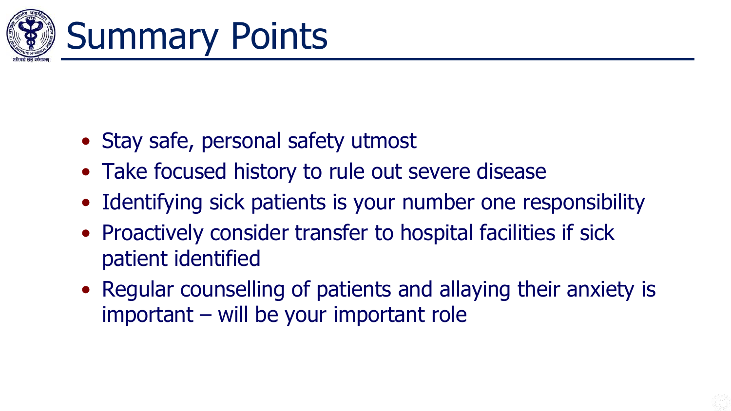# Summary Points

- Stay safe, personal safety utmost
- Take focused history to rule out severe disease
- Identifying sick patients is your number one responsibility
- Proactively consider transfer to hospital facilities if sick patient identified
- Regular counselling of patients and allaying their anxiety is important – will be your important role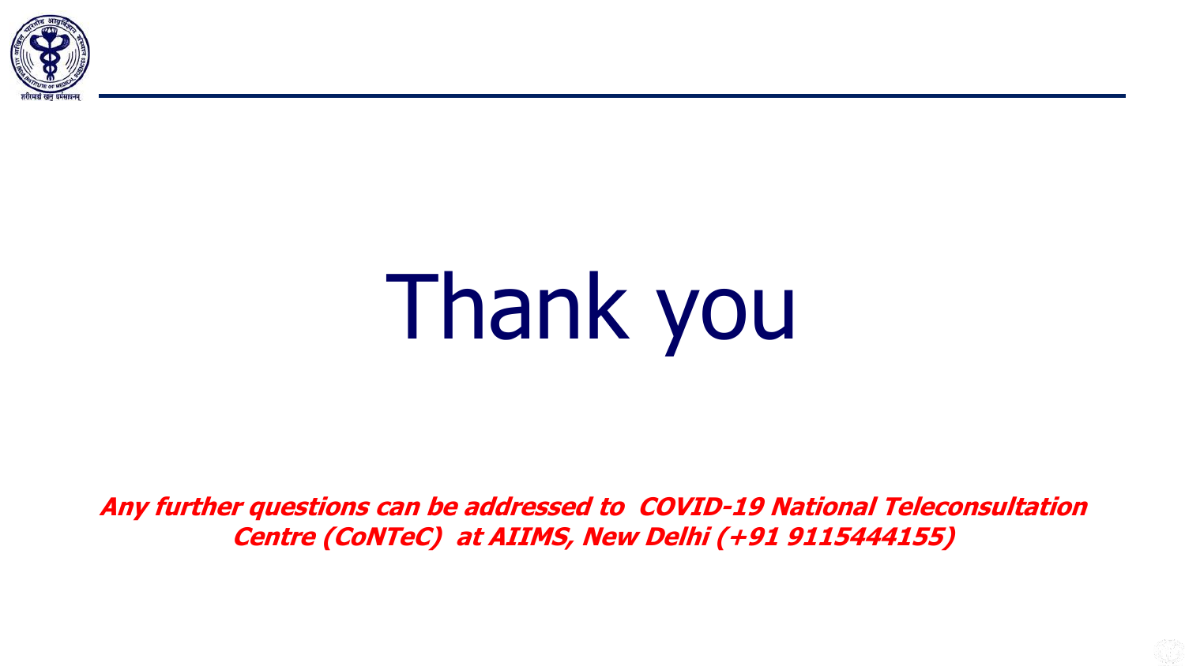# Thank you

***Any further questions can be addressed to COVID-19 National Teleconsultation Centre (CoNTeC) at AIIMS, New Delhi (+91 9115444155)***